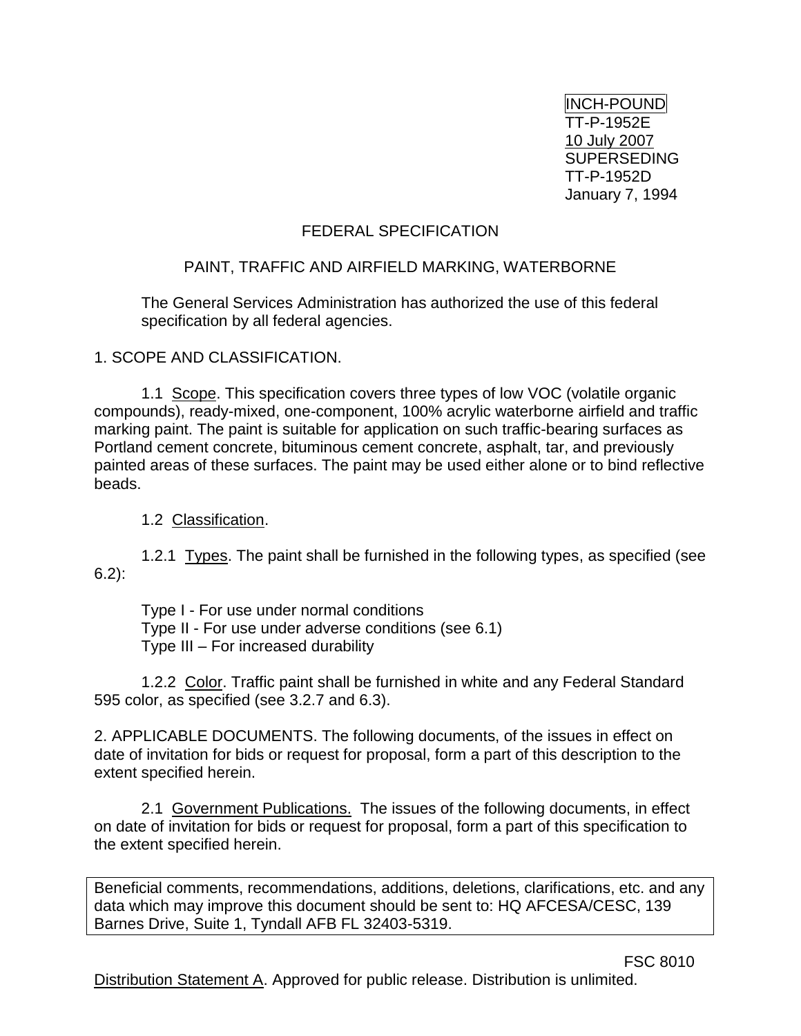INCH-POUND
TT-P-1952E
10 July 2007
SUPERSEDING
TT-P-1952D
January 7, 1994

# FEDERAL SPECIFICATION

## PAINT, TRAFFIC AND AIRFIELD MARKING, WATERBORNE

The General Services Administration has authorized the use of this federal specification by all federal agencies.

1. SCOPE AND CLASSIFICATION.

1.1 Scope. This specification covers three types of low VOC (volatile organic compounds), ready-mixed, one-component, 100% acrylic waterborne airfield and traffic marking paint. The paint is suitable for application on such traffic-bearing surfaces as Portland cement concrete, bituminous cement concrete, asphalt, tar, and previously painted areas of these surfaces. The paint may be used either alone or to bind reflective beads.

1.2 Classification.

1.2.1 Types. The paint shall be furnished in the following types, as specified (see 6.2):

Type I - For use under normal conditions
Type II - For use under adverse conditions (see 6.1)
Type III – For increased durability

1.2.2 Color. Traffic paint shall be furnished in white and any Federal Standard 595 color, as specified (see 3.2.7 and 6.3).

2. APPLICABLE DOCUMENTS. The following documents, of the issues in effect on date of invitation for bids or request for proposal, form a part of this description to the extent specified herein.

2.1 Government Publications. The issues of the following documents, in effect on date of invitation for bids or request for proposal, form a part of this specification to the extent specified herein.

Beneficial comments, recommendations, additions, deletions, clarifications, etc. and any data which may improve this document should be sent to: HQ AFCESA/CESC, 139 Barnes Drive, Suite 1, Tyndall AFB FL 32403-5319.

FSC 8010

Distribution Statement A. Approved for public release. Distribution is unlimited.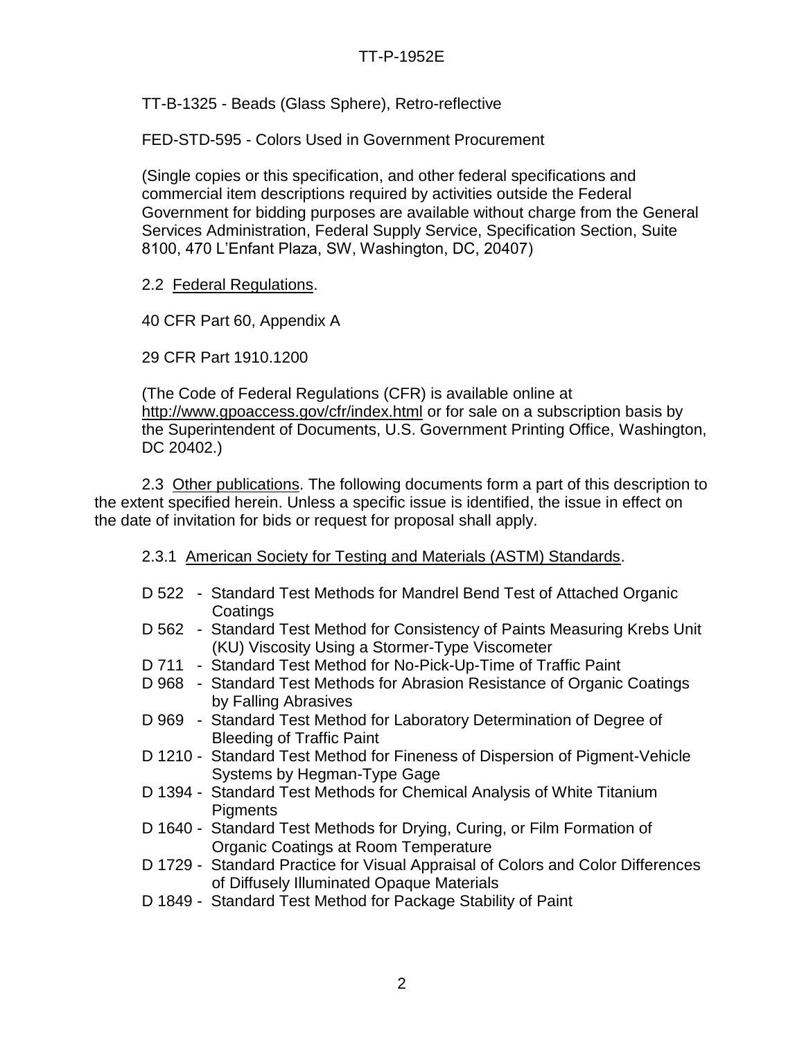TT-B-1325 - Beads (Glass Sphere), Retro-reflective

FED-STD-595 - Colors Used in Government Procurement

(Single copies or this specification, and other federal specifications and commercial item descriptions required by activities outside the Federal Government for bidding purposes are available without charge from the General Services Administration, Federal Supply Service, Specification Section, Suite 8100, 470 L'Enfant Plaza, SW, Washington, DC, 20407)

2.2 Federal Regulations.

40 CFR Part 60, Appendix A

29 CFR Part 1910.1200

(The Code of Federal Regulations (CFR) is available online at http://www.gpoaccess.gov/cfr/index.html or for sale on a subscription basis by the Superintendent of Documents, U.S. Government Printing Office, Washington, DC 20402.)

2.3 Other publications. The following documents form a part of this description to the extent specified herein. Unless a specific issue is identified, the issue in effect on the date of invitation for bids or request for proposal shall apply.

2.3.1 American Society for Testing and Materials (ASTM) Standards.

- D 522 - Standard Test Methods for Mandrel Bend Test of Attached Organic Coatings
- D 562 - Standard Test Method for Consistency of Paints Measuring Krebs Unit (KU) Viscosity Using a Stormer-Type Viscometer
- D 711 - Standard Test Method for No-Pick-Up-Time of Traffic Paint
- D 968 - Standard Test Methods for Abrasion Resistance of Organic Coatings by Falling Abrasives
- D 969 - Standard Test Method for Laboratory Determination of Degree of Bleeding of Traffic Paint
- D 1210 - Standard Test Method for Fineness of Dispersion of Pigment-Vehicle Systems by Hegman-Type Gage
- D 1394 - Standard Test Methods for Chemical Analysis of White Titanium Pigments
- D 1640 - Standard Test Methods for Drying, Curing, or Film Formation of Organic Coatings at Room Temperature
- D 1729 - Standard Practice for Visual Appraisal of Colors and Color Differences of Diffusely Illuminated Opaque Materials
- D 1849 - Standard Test Method for Package Stability of Paint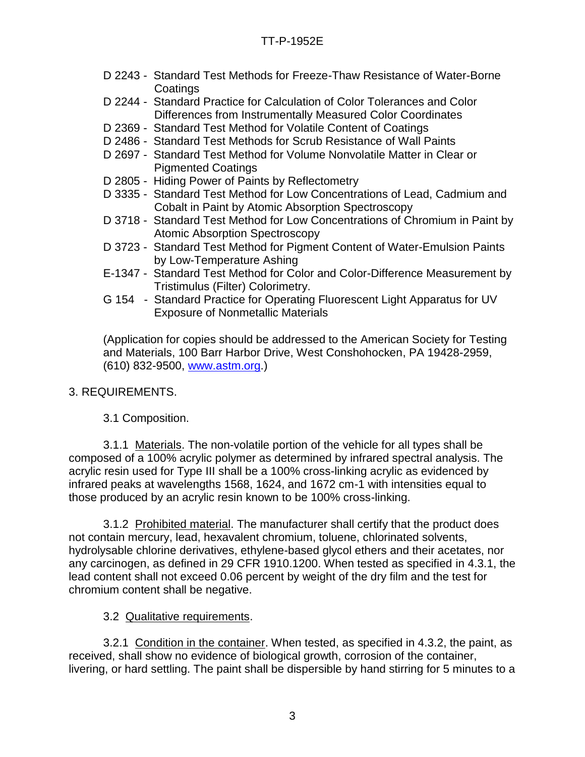D 2243 - Standard Test Methods for Freeze-Thaw Resistance of Water-Borne Coatings
D 2244 - Standard Practice for Calculation of Color Tolerances and Color Differences from Instrumentally Measured Color Coordinates
D 2369 - Standard Test Method for Volatile Content of Coatings
D 2486 - Standard Test Methods for Scrub Resistance of Wall Paints
D 2697 - Standard Test Method for Volume Nonvolatile Matter in Clear or Pigmented Coatings
D 2805 - Hiding Power of Paints by Reflectometry
D 3335 - Standard Test Method for Low Concentrations of Lead, Cadmium and Cobalt in Paint by Atomic Absorption Spectroscopy
D 3718 - Standard Test Method for Low Concentrations of Chromium in Paint by Atomic Absorption Spectroscopy
D 3723 - Standard Test Method for Pigment Content of Water-Emulsion Paints by Low-Temperature Ashing
E-1347 - Standard Test Method for Color and Color-Difference Measurement by Tristimulus (Filter) Colorimetry.
G 154 - Standard Practice for Operating Fluorescent Light Apparatus for UV Exposure of Nonmetallic Materials

(Application for copies should be addressed to the American Society for Testing and Materials, 100 Barr Harbor Drive, West Conshohocken, PA 19428-2959, (610) 832-9500, www.astm.org.)

## 3. REQUIREMENTS.

### 3.1 Composition.

3.1.1 Materials. The non-volatile portion of the vehicle for all types shall be composed of a 100% acrylic polymer as determined by infrared spectral analysis. The acrylic resin used for Type III shall be a 100% cross-linking acrylic as evidenced by infrared peaks at wavelengths 1568, 1624, and 1672 cm-1 with intensities equal to those produced by an acrylic resin known to be 100% cross-linking.

3.1.2 Prohibited material. The manufacturer shall certify that the product does not contain mercury, lead, hexavalent chromium, toluene, chlorinated solvents, hydrolysable chlorine derivatives, ethylene-based glycol ethers and their acetates, nor any carcinogen, as defined in 29 CFR 1910.1200. When tested as specified in 4.3.1, the lead content shall not exceed 0.06 percent by weight of the dry film and the test for chromium content shall be negative.

### 3.2 Qualitative requirements.

3.2.1 Condition in the container. When tested, as specified in 4.3.2, the paint, as received, shall show no evidence of biological growth, corrosion of the container, livering, or hard settling. The paint shall be dispersible by hand stirring for 5 minutes to a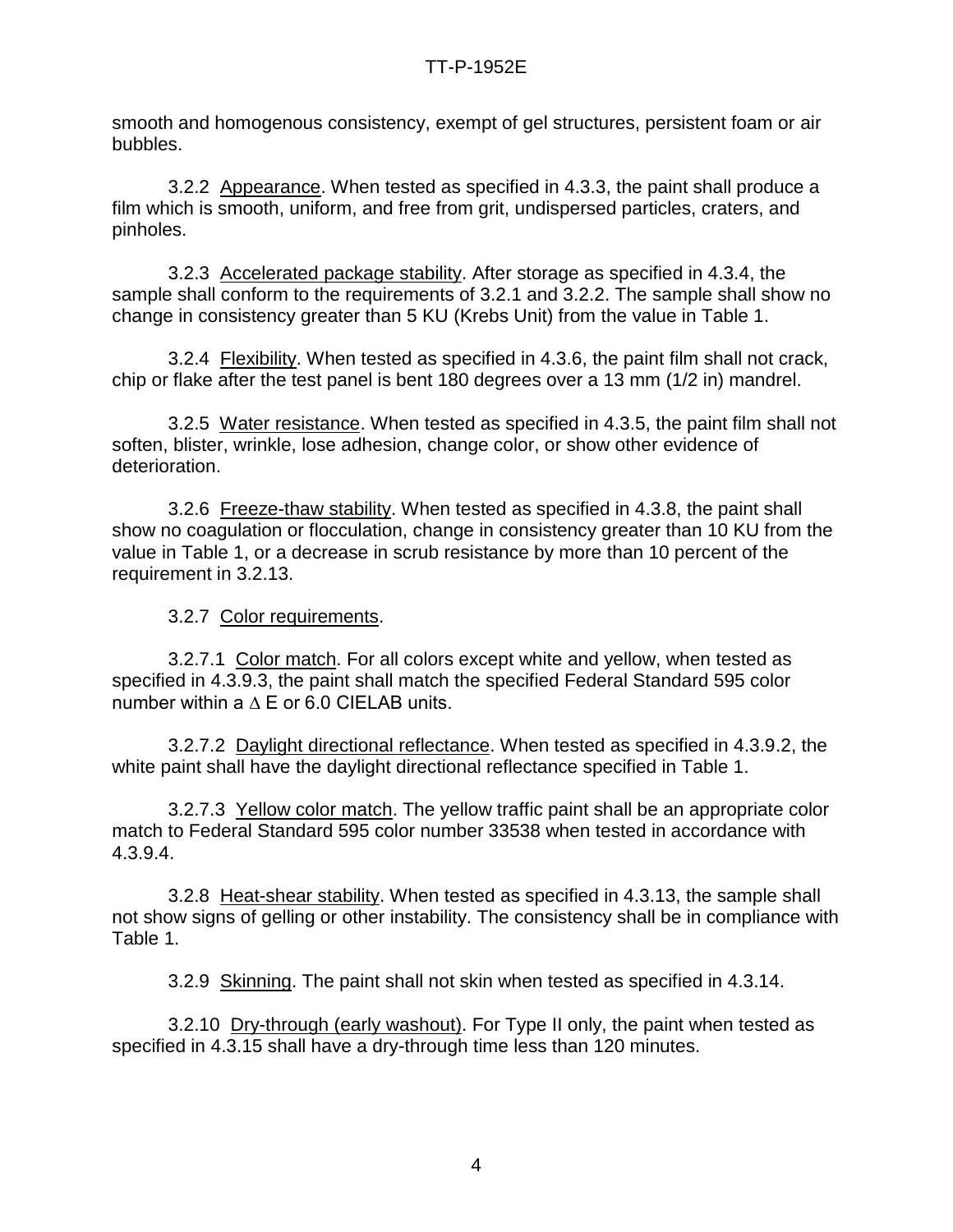smooth and homogenous consistency, exempt of gel structures, persistent foam or air bubbles.

3.2.2 Appearance. When tested as specified in 4.3.3, the paint shall produce a film which is smooth, uniform, and free from grit, undispersed particles, craters, and pinholes.

3.2.3 Accelerated package stability. After storage as specified in 4.3.4, the sample shall conform to the requirements of 3.2.1 and 3.2.2. The sample shall show no change in consistency greater than 5 KU (Krebs Unit) from the value in Table 1.

3.2.4 Flexibility. When tested as specified in 4.3.6, the paint film shall not crack, chip or flake after the test panel is bent 180 degrees over a 13 mm (1/2 in) mandrel.

3.2.5 Water resistance. When tested as specified in 4.3.5, the paint film shall not soften, blister, wrinkle, lose adhesion, change color, or show other evidence of deterioration.

3.2.6 Freeze-thaw stability. When tested as specified in 4.3.8, the paint shall show no coagulation or flocculation, change in consistency greater than 10 KU from the value in Table 1, or a decrease in scrub resistance by more than 10 percent of the requirement in 3.2.13.

3.2.7 Color requirements.

3.2.7.1 Color match. For all colors except white and yellow, when tested as specified in 4.3.9.3, the paint shall match the specified Federal Standard 595 color number within a $\Delta$ E or 6.0 CIELAB units.

3.2.7.2 Daylight directional reflectance. When tested as specified in 4.3.9.2, the white paint shall have the daylight directional reflectance specified in Table 1.

3.2.7.3 Yellow color match. The yellow traffic paint shall be an appropriate color match to Federal Standard 595 color number 33538 when tested in accordance with 4.3.9.4.

3.2.8 Heat-shear stability. When tested as specified in 4.3.13, the sample shall not show signs of gelling or other instability. The consistency shall be in compliance with Table 1.

3.2.9 Skinning. The paint shall not skin when tested as specified in 4.3.14.

3.2.10 Dry-through (early washout). For Type II only, the paint when tested as specified in 4.3.15 shall have a dry-through time less than 120 minutes.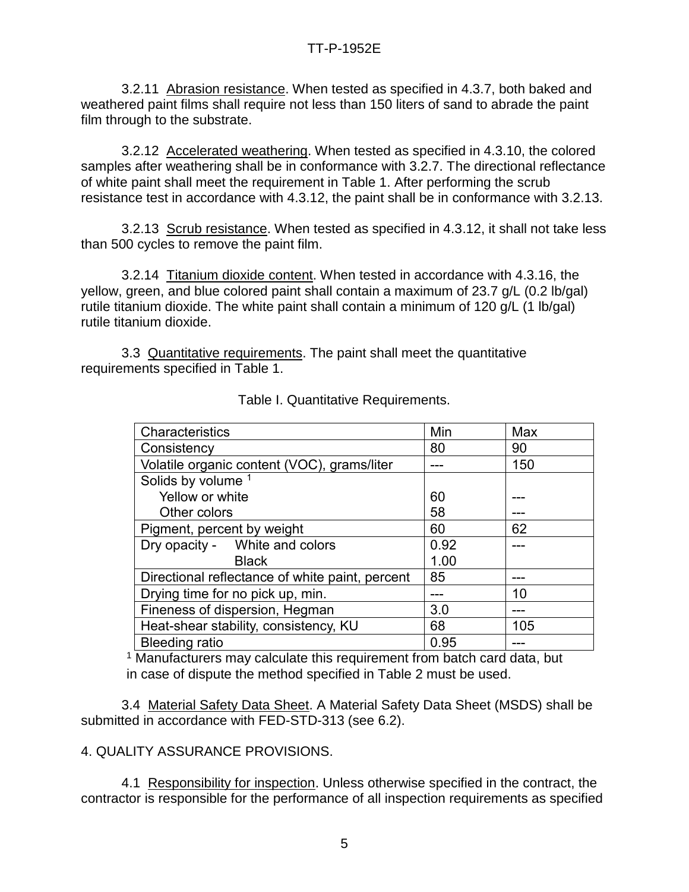3.2.11 Abrasion resistance. When tested as specified in 4.3.7, both baked and weathered paint films shall require not less than 150 liters of sand to abrade the paint film through to the substrate.

3.2.12 Accelerated weathering. When tested as specified in 4.3.10, the colored samples after weathering shall be in conformance with 3.2.7. The directional reflectance of white paint shall meet the requirement in Table 1. After performing the scrub resistance test in accordance with 4.3.12, the paint shall be in conformance with 3.2.13.

3.2.13 Scrub resistance. When tested as specified in 4.3.12, it shall not take less than 500 cycles to remove the paint film.

3.2.14 Titanium dioxide content. When tested in accordance with 4.3.16, the yellow, green, and blue colored paint shall contain a maximum of 23.7 g/L (0.2 lb/gal) rutile titanium dioxide. The white paint shall contain a minimum of 120 g/L (1 lb/gal) rutile titanium dioxide.

3.3 Quantitative requirements. The paint shall meet the quantitative requirements specified in Table 1.

Table I. Quantitative Requirements.

| Characteristics | Min | Max |
|---|---|---|
| Consistency | 80 | 90 |
| Volatile organic content (VOC), grams/liter | --- | 150 |
| Solids by volume [1] | | |
| Yellow or white | 60 | --- |
| Other colors | 58 | --- |
| Pigment, percent by weight | 60 | 62 |
| Dry opacity - White and colors | 0.92 | --- |
| Black | 1.00 | |
| Directional reflectance of white paint, percent | 85 | --- |
| Drying time for no pick up, min. | --- | 10 |
| Fineness of dispersion, Hegman | 3.0 | --- |
| Heat-shear stability, consistency, KU | 68 | 105 |
| Bleeding ratio | 0.95 | --- |

[1] Manufacturers may calculate this requirement from batch card data, but in case of dispute the method specified in Table 2 must be used.

3.4 Material Safety Data Sheet. A Material Safety Data Sheet (MSDS) shall be submitted in accordance with FED-STD-313 (see 6.2).

4. QUALITY ASSURANCE PROVISIONS.

4.1 Responsibility for inspection. Unless otherwise specified in the contract, the contractor is responsible for the performance of all inspection requirements as specified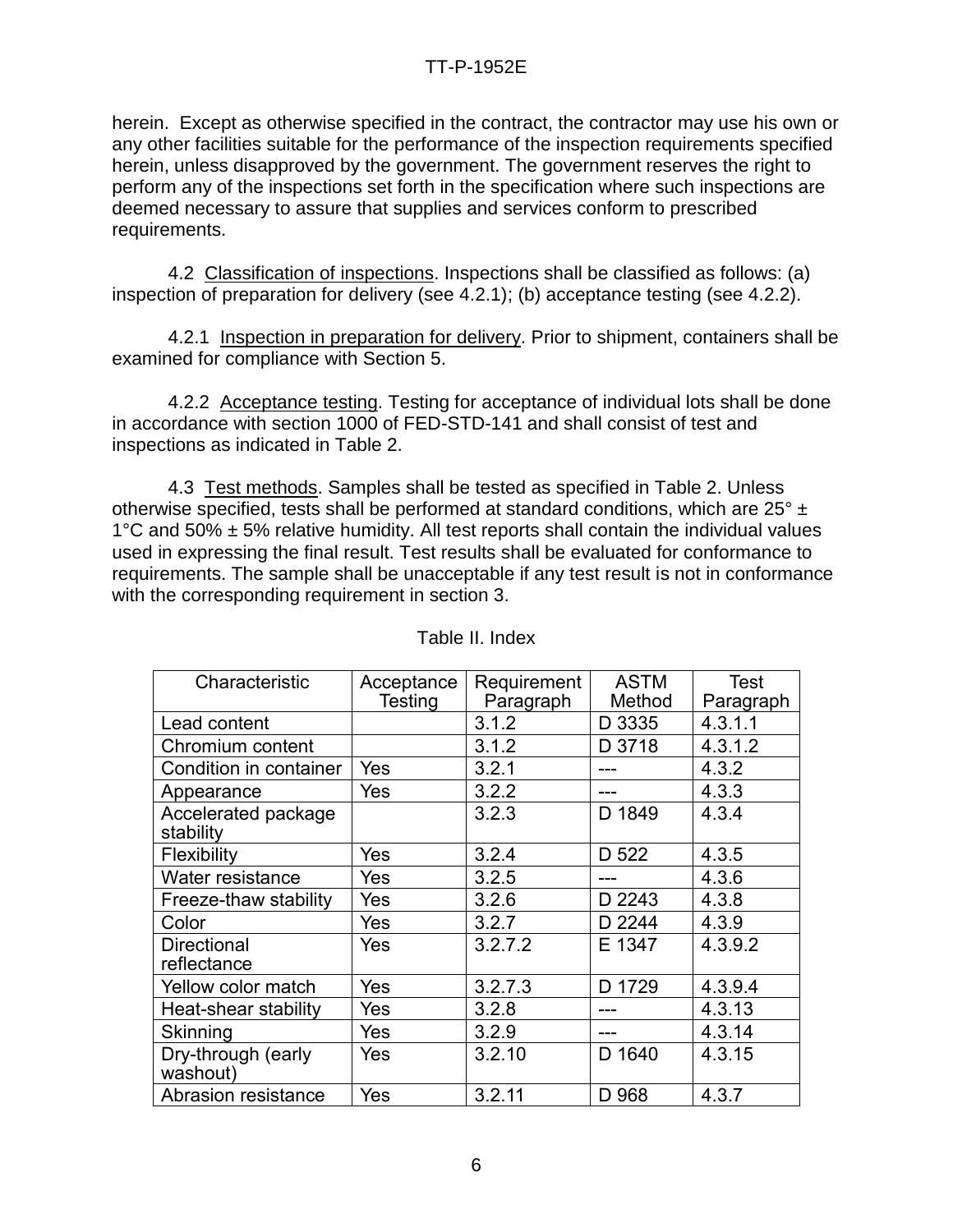herein. Except as otherwise specified in the contract, the contractor may use his own or any other facilities suitable for the performance of the inspection requirements specified herein, unless disapproved by the government. The government reserves the right to perform any of the inspections set forth in the specification where such inspections are deemed necessary to assure that supplies and services conform to prescribed requirements.

4.2 Classification of inspections. Inspections shall be classified as follows: (a) inspection of preparation for delivery (see 4.2.1); (b) acceptance testing (see 4.2.2).

4.2.1 Inspection in preparation for delivery. Prior to shipment, containers shall be examined for compliance with Section 5.

4.2.2 Acceptance testing. Testing for acceptance of individual lots shall be done in accordance with section 1000 of FED-STD-141 and shall consist of test and inspections as indicated in Table 2.

4.3 Test methods. Samples shall be tested as specified in Table 2. Unless otherwise specified, tests shall be performed at standard conditions, which are 25° ± 1°C and 50% ± 5% relative humidity. All test reports shall contain the individual values used in expressing the final result. Test results shall be evaluated for conformance to requirements. The sample shall be unacceptable if any test result is not in conformance with the corresponding requirement in section 3.

Table II. Index

| Characteristic | Acceptance Testing | Requirement Paragraph | ASTM Method | Test Paragraph |
|---|---|---|---|---|
| Lead content | | 3.1.2 | D 3335 | 4.3.1.1 |
| Chromium content | | 3.1.2 | D 3718 | 4.3.1.2 |
| Condition in container | Yes | 3.2.1 | --- | 4.3.2 |
| Appearance | Yes | 3.2.2 | --- | 4.3.3 |
| Accelerated package stability | | 3.2.3 | D 1849 | 4.3.4 |
| Flexibility | Yes | 3.2.4 | D 522 | 4.3.5 |
| Water resistance | Yes | 3.2.5 | --- | 4.3.6 |
| Freeze-thaw stability | Yes | 3.2.6 | D 2243 | 4.3.8 |
| Color | Yes | 3.2.7 | D 2244 | 4.3.9 |
| Directional reflectance | Yes | 3.2.7.2 | E 1347 | 4.3.9.2 |
| Yellow color match | Yes | 3.2.7.3 | D 1729 | 4.3.9.4 |
| Heat-shear stability | Yes | 3.2.8 | --- | 4.3.13 |
| Skinning | Yes | 3.2.9 | --- | 4.3.14 |
| Dry-through (early washout) | Yes | 3.2.10 | D 1640 | 4.3.15 |
| Abrasion resistance | Yes | 3.2.11 | D 968 | 4.3.7 |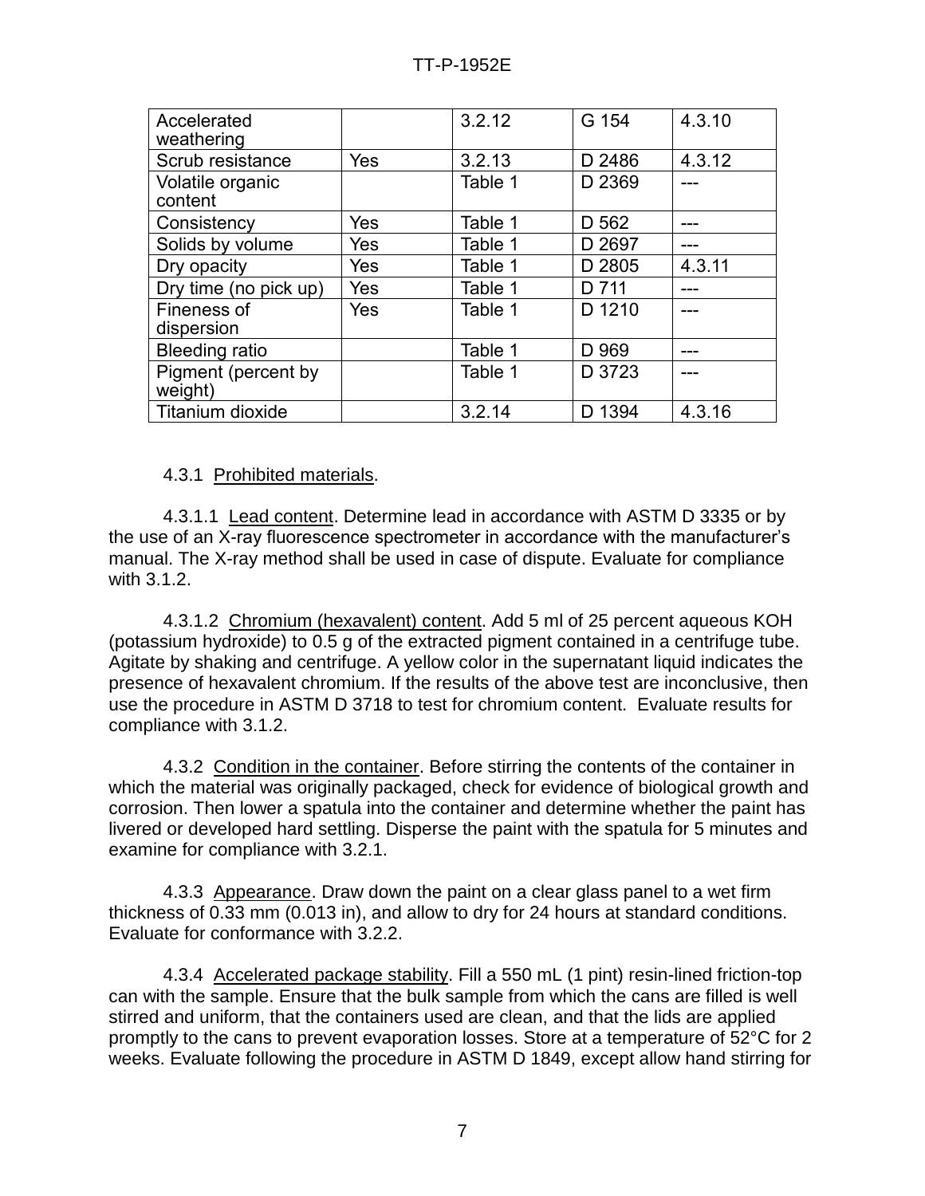| Accelerated weathering | | 3.2.12 | G 154 | 4.3.10 |
|---|---|---|---|---|
| Scrub resistance | Yes | 3.2.13 | D 2486 | 4.3.12 |
| Volatile organic content | | Table 1 | D 2369 | --- |
| Consistency | Yes | Table 1 | D 562 | --- |
| Solids by volume | Yes | Table 1 | D 2697 | --- |
| Dry opacity | Yes | Table 1 | D 2805 | 4.3.11 |
| Dry time (no pick up) | Yes | Table 1 | D 711 | --- |
| Fineness of dispersion | Yes | Table 1 | D 1210 | --- |
| Bleeding ratio | | Table 1 | D 969 | --- |
| Pigment (percent by weight) | | Table 1 | D 3723 | --- |
| Titanium dioxide | | 3.2.14 | D 1394 | 4.3.16 |

4.3.1 Prohibited materials.

4.3.1.1 Lead content. Determine lead in accordance with ASTM D 3335 or by the use of an X-ray fluorescence spectrometer in accordance with the manufacturer's manual. The X-ray method shall be used in case of dispute. Evaluate for compliance with 3.1.2.

4.3.1.2 Chromium (hexavalent) content. Add 5 ml of 25 percent aqueous KOH (potassium hydroxide) to 0.5 g of the extracted pigment contained in a centrifuge tube. Agitate by shaking and centrifuge. A yellow color in the supernatant liquid indicates the presence of hexavalent chromium. If the results of the above test are inconclusive, then use the procedure in ASTM D 3718 to test for chromium content. Evaluate results for compliance with 3.1.2.

4.3.2 Condition in the container. Before stirring the contents of the container in which the material was originally packaged, check for evidence of biological growth and corrosion. Then lower a spatula into the container and determine whether the paint has livered or developed hard settling. Disperse the paint with the spatula for 5 minutes and examine for compliance with 3.2.1.

4.3.3 Appearance. Draw down the paint on a clear glass panel to a wet firm thickness of 0.33 mm (0.013 in), and allow to dry for 24 hours at standard conditions. Evaluate for conformance with 3.2.2.

4.3.4 Accelerated package stability. Fill a 550 mL (1 pint) resin-lined friction-top can with the sample. Ensure that the bulk sample from which the cans are filled is well stirred and uniform, that the containers used are clean, and that the lids are applied promptly to the cans to prevent evaporation losses. Store at a temperature of 52°C for 2 weeks. Evaluate following the procedure in ASTM D 1849, except allow hand stirring for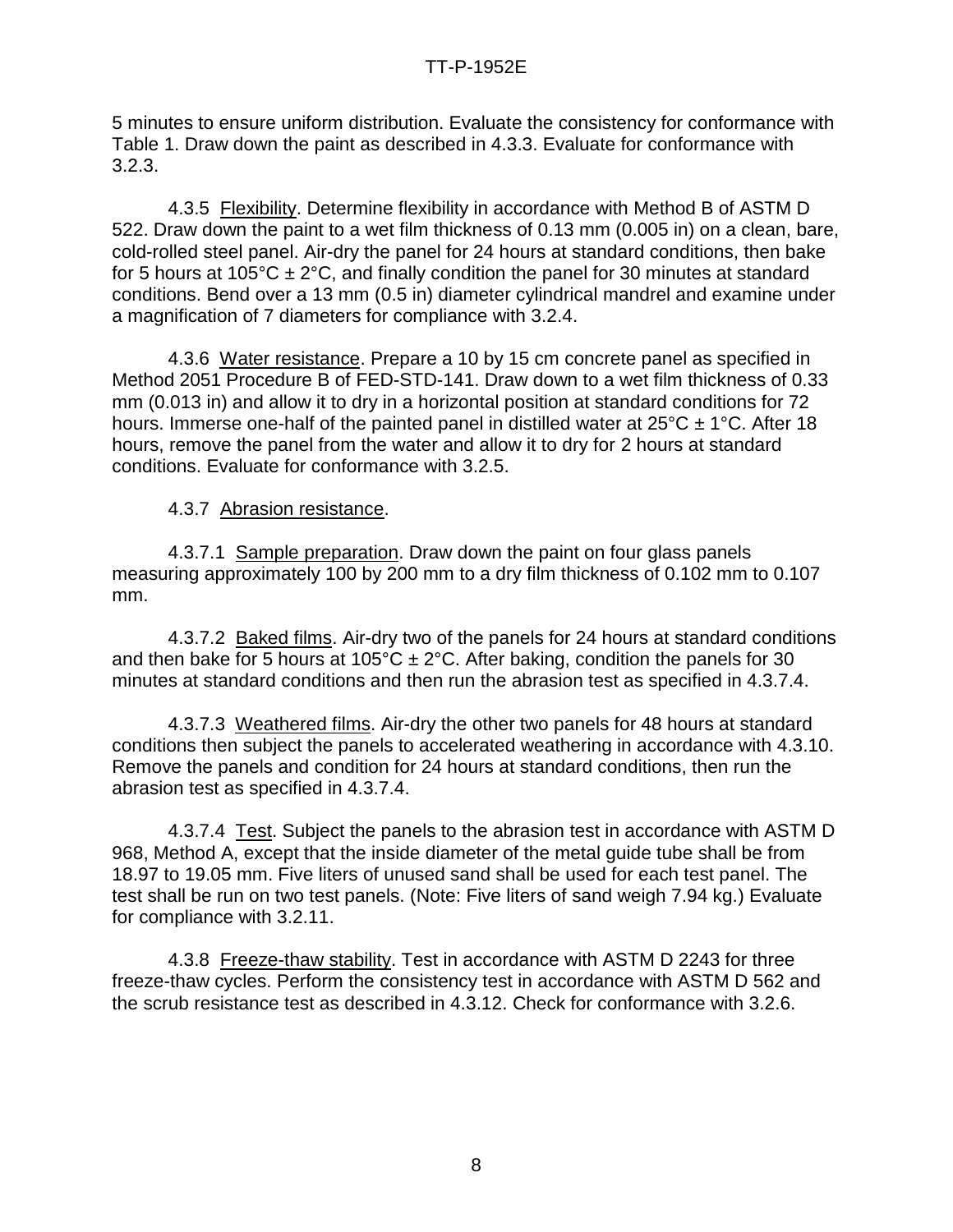5 minutes to ensure uniform distribution. Evaluate the consistency for conformance with Table 1. Draw down the paint as described in 4.3.3. Evaluate for conformance with 3.2.3.

4.3.5 Flexibility. Determine flexibility in accordance with Method B of ASTM D 522. Draw down the paint to a wet film thickness of 0.13 mm (0.005 in) on a clean, bare, cold-rolled steel panel. Air-dry the panel for 24 hours at standard conditions, then bake for 5 hours at 105°C ± 2°C, and finally condition the panel for 30 minutes at standard conditions. Bend over a 13 mm (0.5 in) diameter cylindrical mandrel and examine under a magnification of 7 diameters for compliance with 3.2.4.

4.3.6 Water resistance. Prepare a 10 by 15 cm concrete panel as specified in Method 2051 Procedure B of FED-STD-141. Draw down to a wet film thickness of 0.33 mm (0.013 in) and allow it to dry in a horizontal position at standard conditions for 72 hours. Immerse one-half of the painted panel in distilled water at 25°C ± 1°C. After 18 hours, remove the panel from the water and allow it to dry for 2 hours at standard conditions. Evaluate for conformance with 3.2.5.

4.3.7 Abrasion resistance.

4.3.7.1 Sample preparation. Draw down the paint on four glass panels measuring approximately 100 by 200 mm to a dry film thickness of 0.102 mm to 0.107 mm.

4.3.7.2 Baked films. Air-dry two of the panels for 24 hours at standard conditions and then bake for 5 hours at 105°C ± 2°C. After baking, condition the panels for 30 minutes at standard conditions and then run the abrasion test as specified in 4.3.7.4.

4.3.7.3 Weathered films. Air-dry the other two panels for 48 hours at standard conditions then subject the panels to accelerated weathering in accordance with 4.3.10. Remove the panels and condition for 24 hours at standard conditions, then run the abrasion test as specified in 4.3.7.4.

4.3.7.4 Test. Subject the panels to the abrasion test in accordance with ASTM D 968, Method A, except that the inside diameter of the metal guide tube shall be from 18.97 to 19.05 mm. Five liters of unused sand shall be used for each test panel. The test shall be run on two test panels. (Note: Five liters of sand weigh 7.94 kg.) Evaluate for compliance with 3.2.11.

4.3.8 Freeze-thaw stability. Test in accordance with ASTM D 2243 for three freeze-thaw cycles. Perform the consistency test in accordance with ASTM D 562 and the scrub resistance test as described in 4.3.12. Check for conformance with 3.2.6.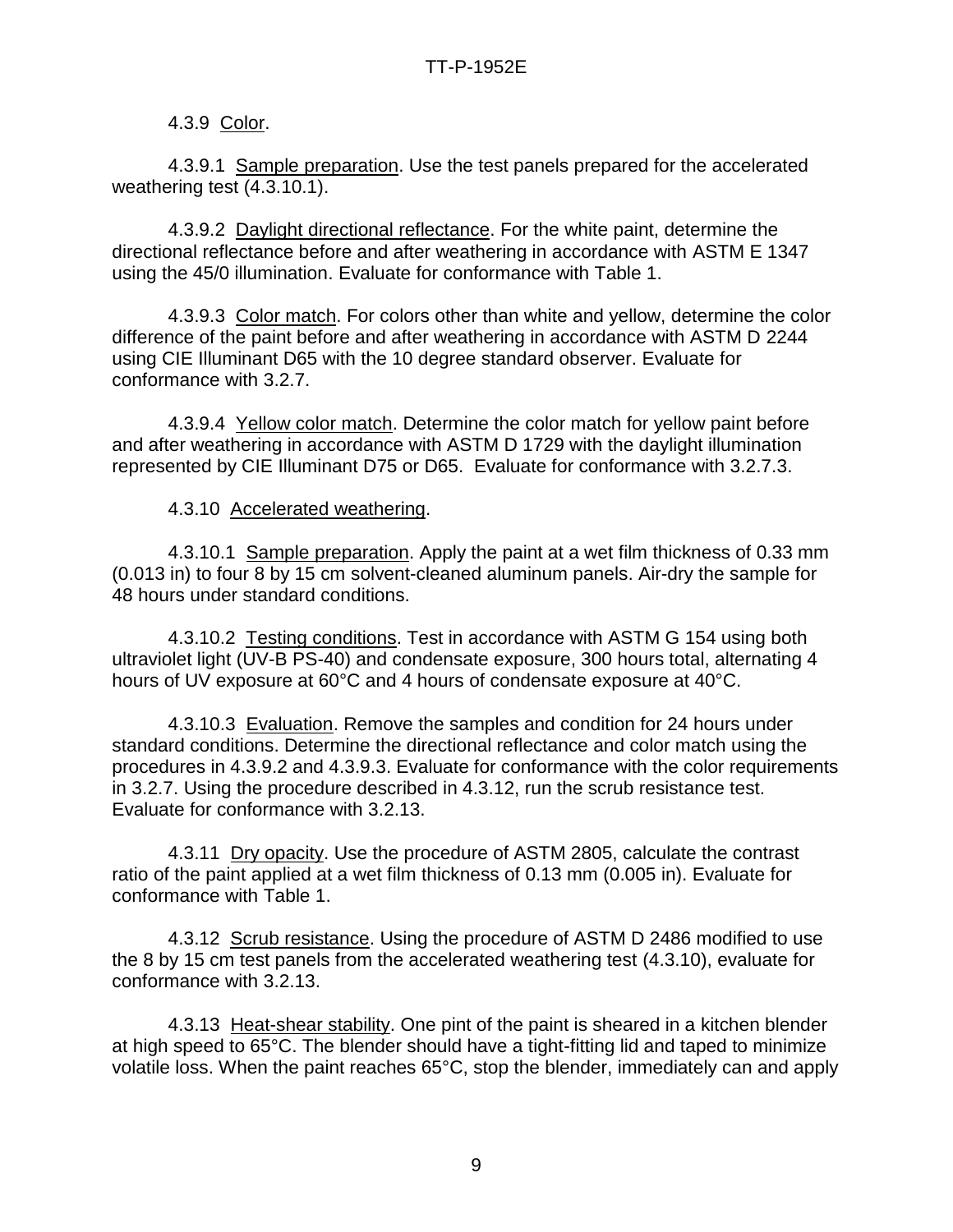4.3.9 Color.

4.3.9.1 Sample preparation. Use the test panels prepared for the accelerated weathering test (4.3.10.1).

4.3.9.2 Daylight directional reflectance. For the white paint, determine the directional reflectance before and after weathering in accordance with ASTM E 1347 using the 45/0 illumination. Evaluate for conformance with Table 1.

4.3.9.3 Color match. For colors other than white and yellow, determine the color difference of the paint before and after weathering in accordance with ASTM D 2244 using CIE Illuminant D65 with the 10 degree standard observer. Evaluate for conformance with 3.2.7.

4.3.9.4 Yellow color match. Determine the color match for yellow paint before and after weathering in accordance with ASTM D 1729 with the daylight illumination represented by CIE Illuminant D75 or D65. Evaluate for conformance with 3.2.7.3.

4.3.10 Accelerated weathering.

4.3.10.1 Sample preparation. Apply the paint at a wet film thickness of 0.33 mm (0.013 in) to four 8 by 15 cm solvent-cleaned aluminum panels. Air-dry the sample for 48 hours under standard conditions.

4.3.10.2 Testing conditions. Test in accordance with ASTM G 154 using both ultraviolet light (UV-B PS-40) and condensate exposure, 300 hours total, alternating 4 hours of UV exposure at 60°C and 4 hours of condensate exposure at 40°C.

4.3.10.3 Evaluation. Remove the samples and condition for 24 hours under standard conditions. Determine the directional reflectance and color match using the procedures in 4.3.9.2 and 4.3.9.3. Evaluate for conformance with the color requirements in 3.2.7. Using the procedure described in 4.3.12, run the scrub resistance test. Evaluate for conformance with 3.2.13.

4.3.11 Dry opacity. Use the procedure of ASTM 2805, calculate the contrast ratio of the paint applied at a wet film thickness of 0.13 mm (0.005 in). Evaluate for conformance with Table 1.

4.3.12 Scrub resistance. Using the procedure of ASTM D 2486 modified to use the 8 by 15 cm test panels from the accelerated weathering test (4.3.10), evaluate for conformance with 3.2.13.

4.3.13 Heat-shear stability. One pint of the paint is sheared in a kitchen blender at high speed to 65°C. The blender should have a tight-fitting lid and taped to minimize volatile loss. When the paint reaches 65°C, stop the blender, immediately can and apply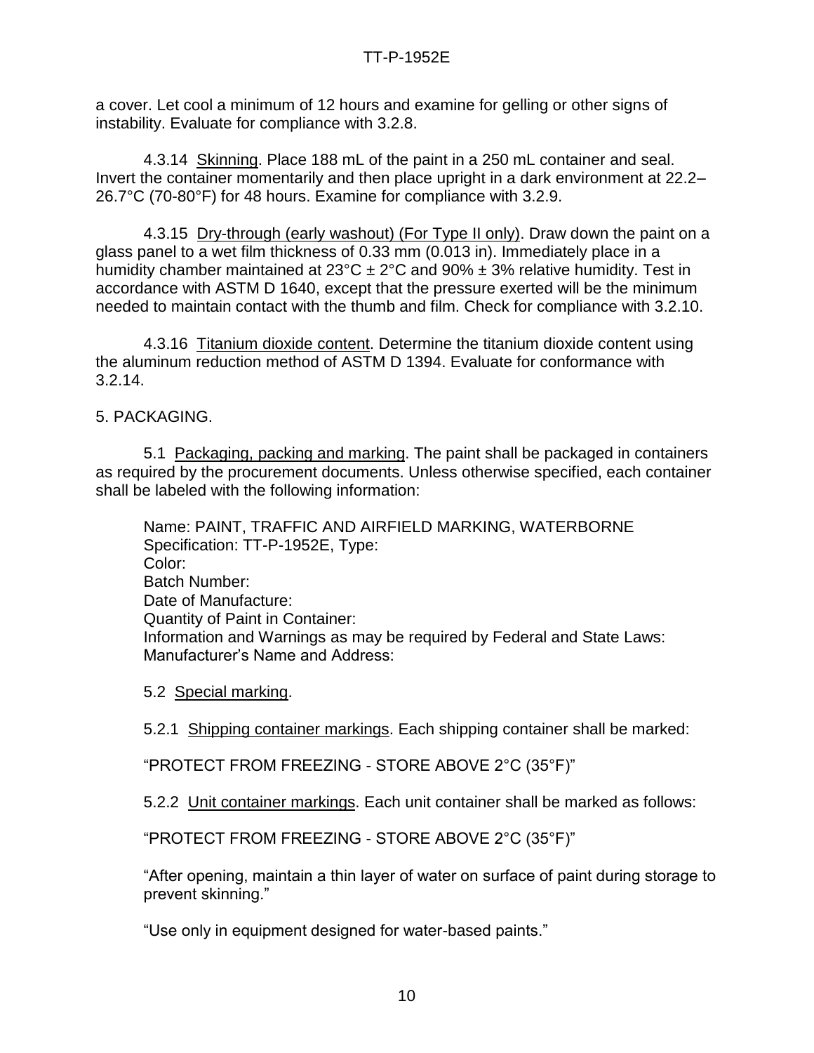a cover. Let cool a minimum of 12 hours and examine for gelling or other signs of instability. Evaluate for compliance with 3.2.8.

4.3.14 Skinning. Place 188 mL of the paint in a 250 mL container and seal. Invert the container momentarily and then place upright in a dark environment at 22.2–26.7°C (70-80°F) for 48 hours. Examine for compliance with 3.2.9.

4.3.15 Dry-through (early washout) (For Type II only). Draw down the paint on a glass panel to a wet film thickness of 0.33 mm (0.013 in). Immediately place in a humidity chamber maintained at 23°C ± 2°C and 90% ± 3% relative humidity. Test in accordance with ASTM D 1640, except that the pressure exerted will be the minimum needed to maintain contact with the thumb and film. Check for compliance with 3.2.10.

4.3.16 Titanium dioxide content. Determine the titanium dioxide content using the aluminum reduction method of ASTM D 1394. Evaluate for conformance with 3.2.14.

## 5. PACKAGING.

5.1 Packaging, packing and marking. The paint shall be packaged in containers as required by the procurement documents. Unless otherwise specified, each container shall be labeled with the following information:

Name: PAINT, TRAFFIC AND AIRFIELD MARKING, WATERBORNE
Specification: TT-P-1952E, Type:
Color:
Batch Number:
Date of Manufacture:
Quantity of Paint in Container:
Information and Warnings as may be required by Federal and State Laws:
Manufacturer's Name and Address:

5.2 Special marking.

5.2.1 Shipping container markings. Each shipping container shall be marked:

"PROTECT FROM FREEZING - STORE ABOVE 2°C (35°F)"

5.2.2 Unit container markings. Each unit container shall be marked as follows:

"PROTECT FROM FREEZING - STORE ABOVE 2°C (35°F)"

"After opening, maintain a thin layer of water on surface of paint during storage to prevent skinning."

"Use only in equipment designed for water-based paints."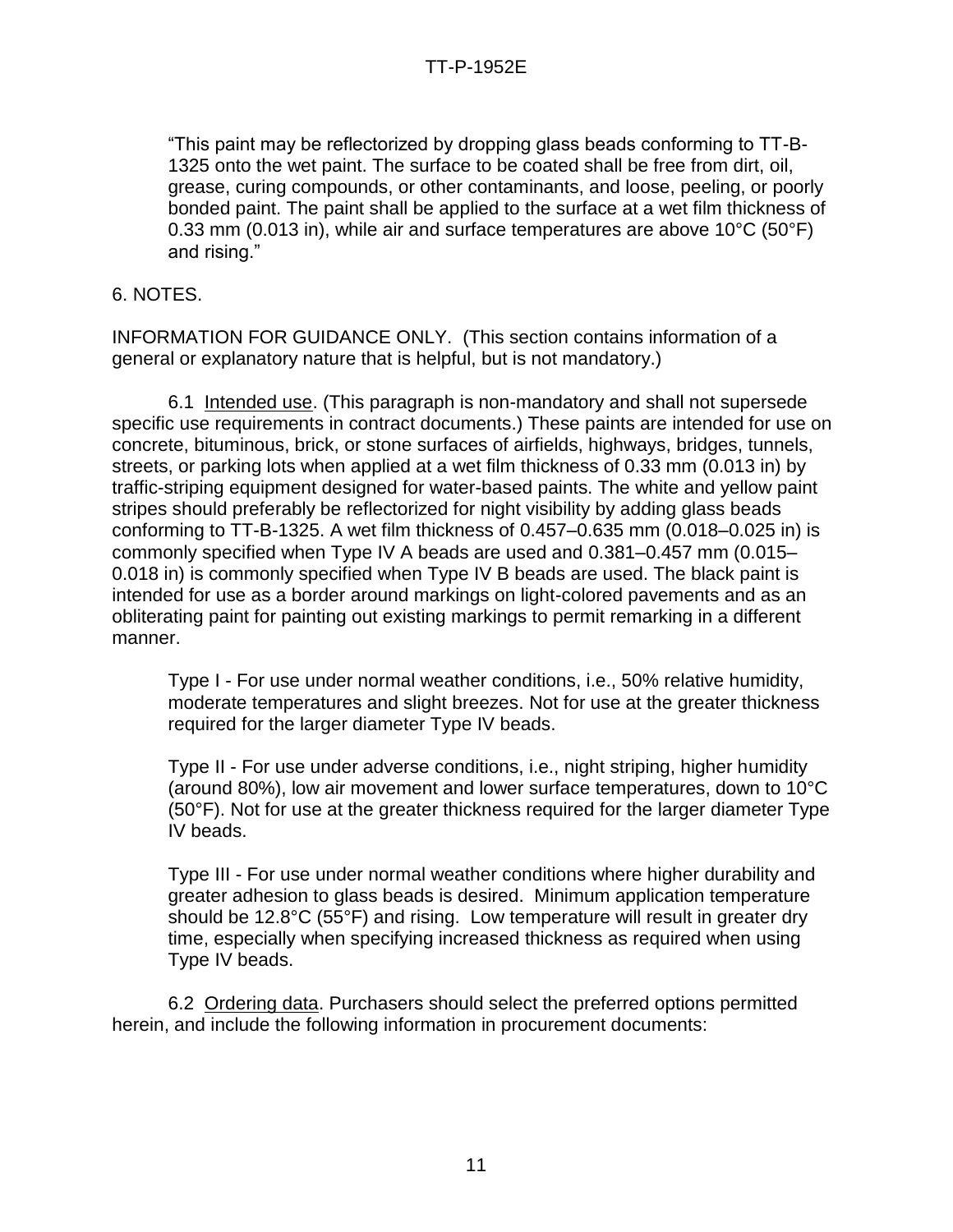"This paint may be reflectorized by dropping glass beads conforming to TT-B-1325 onto the wet paint. The surface to be coated shall be free from dirt, oil, grease, curing compounds, or other contaminants, and loose, peeling, or poorly bonded paint. The paint shall be applied to the surface at a wet film thickness of 0.33 mm (0.013 in), while air and surface temperatures are above 10°C (50°F) and rising."

## 6. NOTES.

INFORMATION FOR GUIDANCE ONLY. (This section contains information of a general or explanatory nature that is helpful, but is not mandatory.)

6.1 Intended use. (This paragraph is non-mandatory and shall not supersede specific use requirements in contract documents.) These paints are intended for use on concrete, bituminous, brick, or stone surfaces of airfields, highways, bridges, tunnels, streets, or parking lots when applied at a wet film thickness of 0.33 mm (0.013 in) by traffic-striping equipment designed for water-based paints. The white and yellow paint stripes should preferably be reflectorized for night visibility by adding glass beads conforming to TT-B-1325. A wet film thickness of 0.457–0.635 mm (0.018–0.025 in) is commonly specified when Type IV A beads are used and 0.381–0.457 mm (0.015–0.018 in) is commonly specified when Type IV B beads are used. The black paint is intended for use as a border around markings on light-colored pavements and as an obliterating paint for painting out existing markings to permit remarking in a different manner.

Type I - For use under normal weather conditions, i.e., 50% relative humidity, moderate temperatures and slight breezes. Not for use at the greater thickness required for the larger diameter Type IV beads.

Type II - For use under adverse conditions, i.e., night striping, higher humidity (around 80%), low air movement and lower surface temperatures, down to 10°C (50°F). Not for use at the greater thickness required for the larger diameter Type IV beads.

Type III - For use under normal weather conditions where higher durability and greater adhesion to glass beads is desired. Minimum application temperature should be 12.8°C (55°F) and rising. Low temperature will result in greater dry time, especially when specifying increased thickness as required when using Type IV beads.

6.2 Ordering data. Purchasers should select the preferred options permitted herein, and include the following information in procurement documents: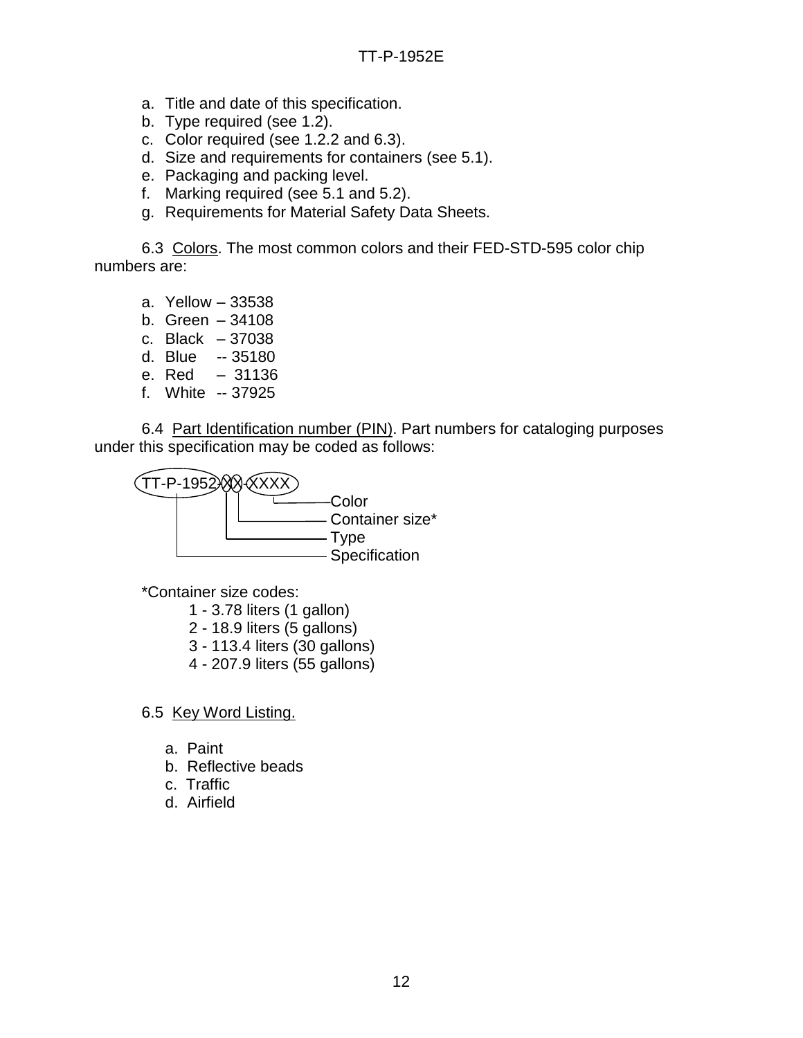a. Title and date of this specification.
b. Type required (see 1.2).
c. Color required (see 1.2.2 and 6.3).
d. Size and requirements for containers (see 5.1).
e. Packaging and packing level.
f. Marking required (see 5.1 and 5.2).
g. Requirements for Material Safety Data Sheets.

6.3 Colors. The most common colors and their FED-STD-595 color chip numbers are:

a. Yellow – 33538
b. Green – 34108
c. Black – 37038
d. Blue -- 35180
e. Red – 31136
f. White -- 37925

6.4 Part Identification number (PIN). Part numbers for cataloging purposes under this specification may be coded as follows:

```
TT-P-1952-XX-XXXX
 |        || |
 |        || └──── Color
 |        |└────── Container size*
 |        └─────── Type
 └──────────────── Specification
```

*Container size codes:

1 - 3.78 liters (1 gallon)
2 - 18.9 liters (5 gallons)
3 - 113.4 liters (30 gallons)
4 - 207.9 liters (55 gallons)

6.5 Key Word Listing.

a. Paint
b. Reflective beads
c. Traffic
d. Airfield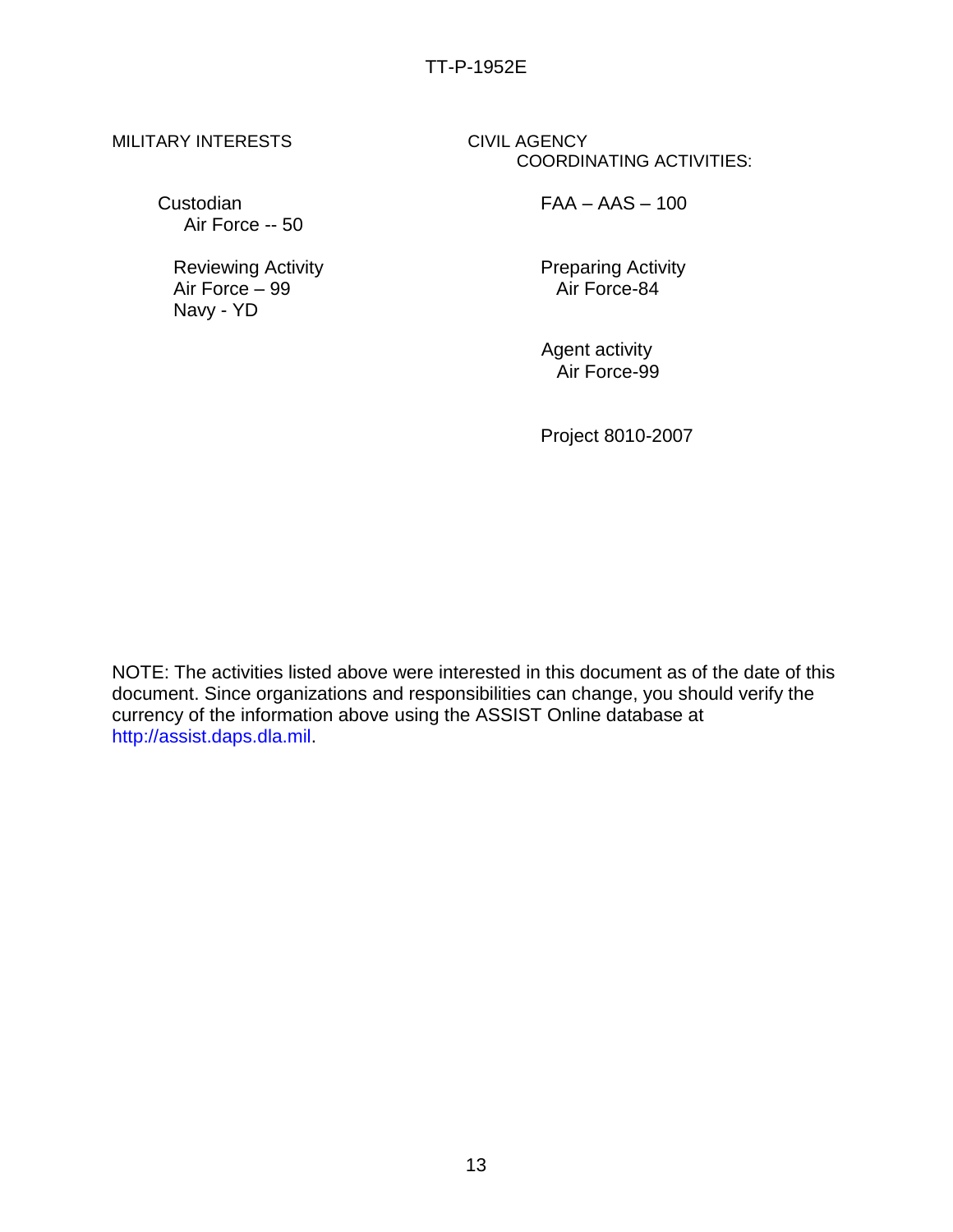MILITARY INTERESTS

Custodian
Air Force -- 50

Reviewing Activity
Air Force – 99
Navy - YD

CIVIL AGENCY
COORDINATING ACTIVITIES:

FAA – AAS – 100

Preparing Activity
Air Force-84

Agent activity
Air Force-99

Project 8010-2007

NOTE: The activities listed above were interested in this document as of the date of this document. Since organizations and responsibilities can change, you should verify the currency of the information above using the ASSIST Online database at http://assist.daps.dla.mil.